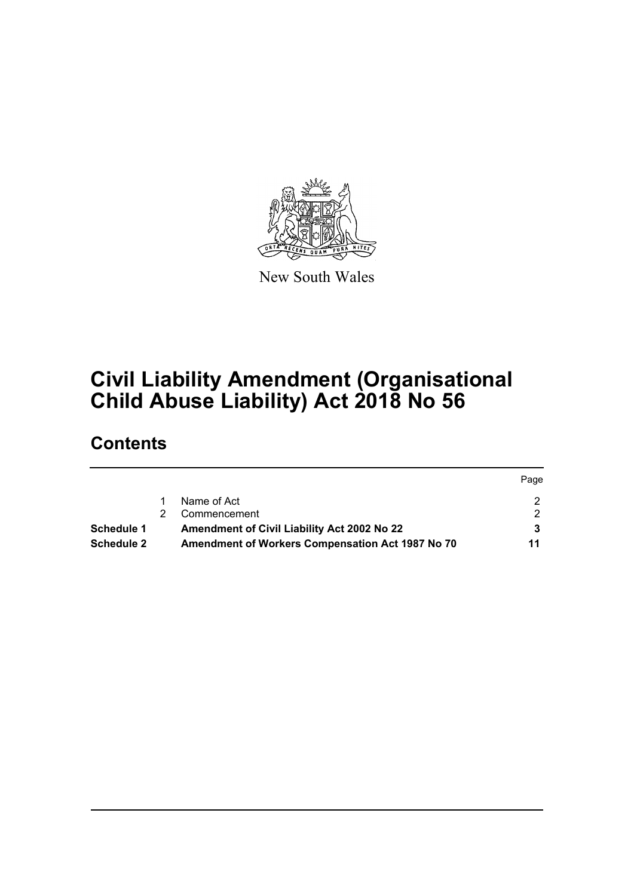New South Wales

# Civil Liability Amendment (Organisational Child Abuse Liability) Act 2018 No 56

## Contents

| | | | Page |
|---|---|---|---|
| | 1 | Name of Act | 2 |
| | 2 | Commencement | 2 |
| **Schedule 1** | | **Amendment of Civil Liability Act 2002 No 22** | **3** |
| **Schedule 2** | | **Amendment of Workers Compensation Act 1987 No 70** | **11** |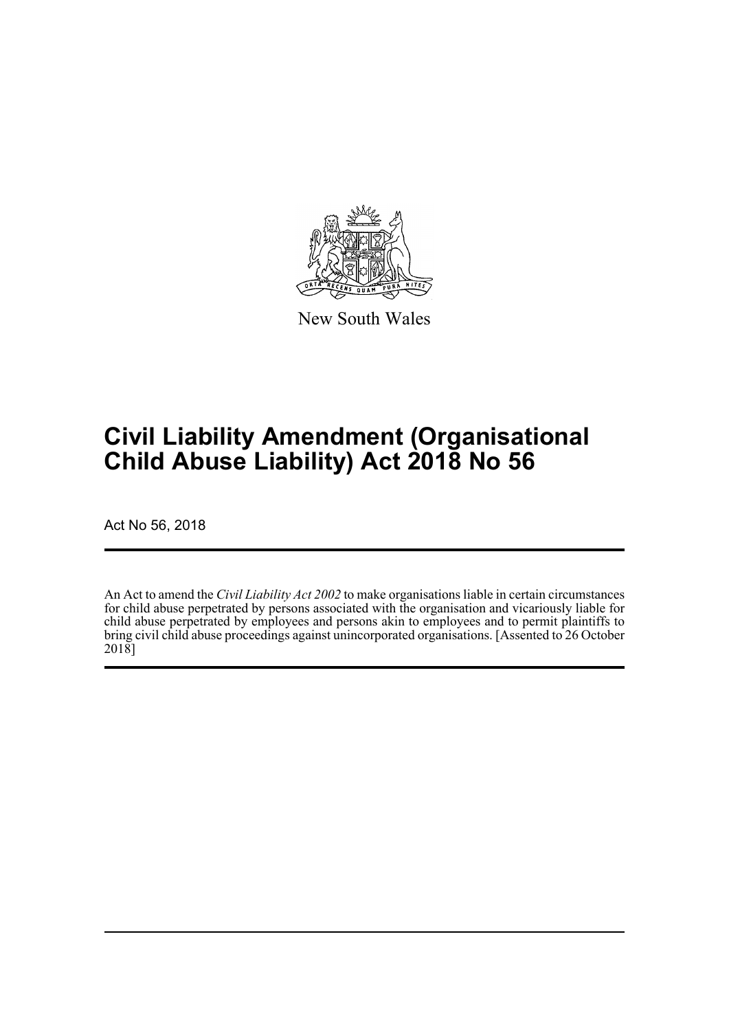New South Wales

# Civil Liability Amendment (Organisational Child Abuse Liability) Act 2018 No 56

Act No 56, 2018

An Act to amend the *Civil Liability Act 2002* to make organisations liable in certain circumstances for child abuse perpetrated by persons associated with the organisation and vicariously liable for child abuse perpetrated by employees and persons akin to employees and to permit plaintiffs to bring civil child abuse proceedings against unincorporated organisations. [Assented to 26 October 2018]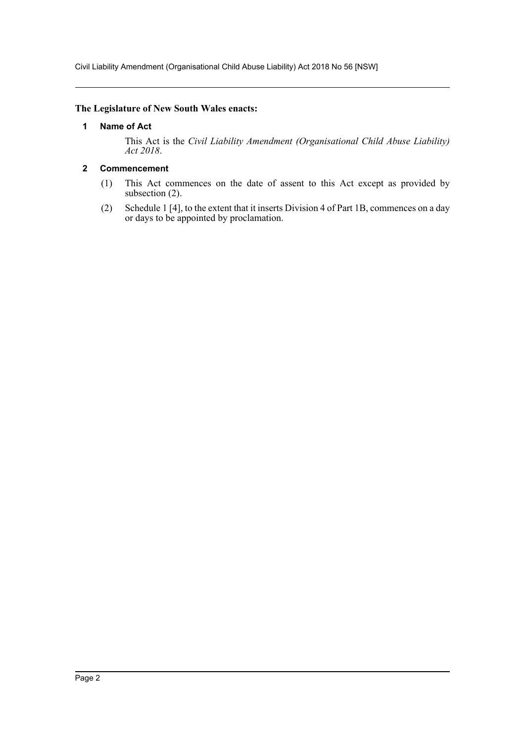**The Legislature of New South Wales enacts:**

## 1 Name of Act

This Act is the *Civil Liability Amendment (Organisational Child Abuse Liability) Act 2018*.

## 2 Commencement

(1) This Act commences on the date of assent to this Act except as provided by subsection (2).

(2) Schedule 1 [4], to the extent that it inserts Division 4 of Part 1B, commences on a day or days to be appointed by proclamation.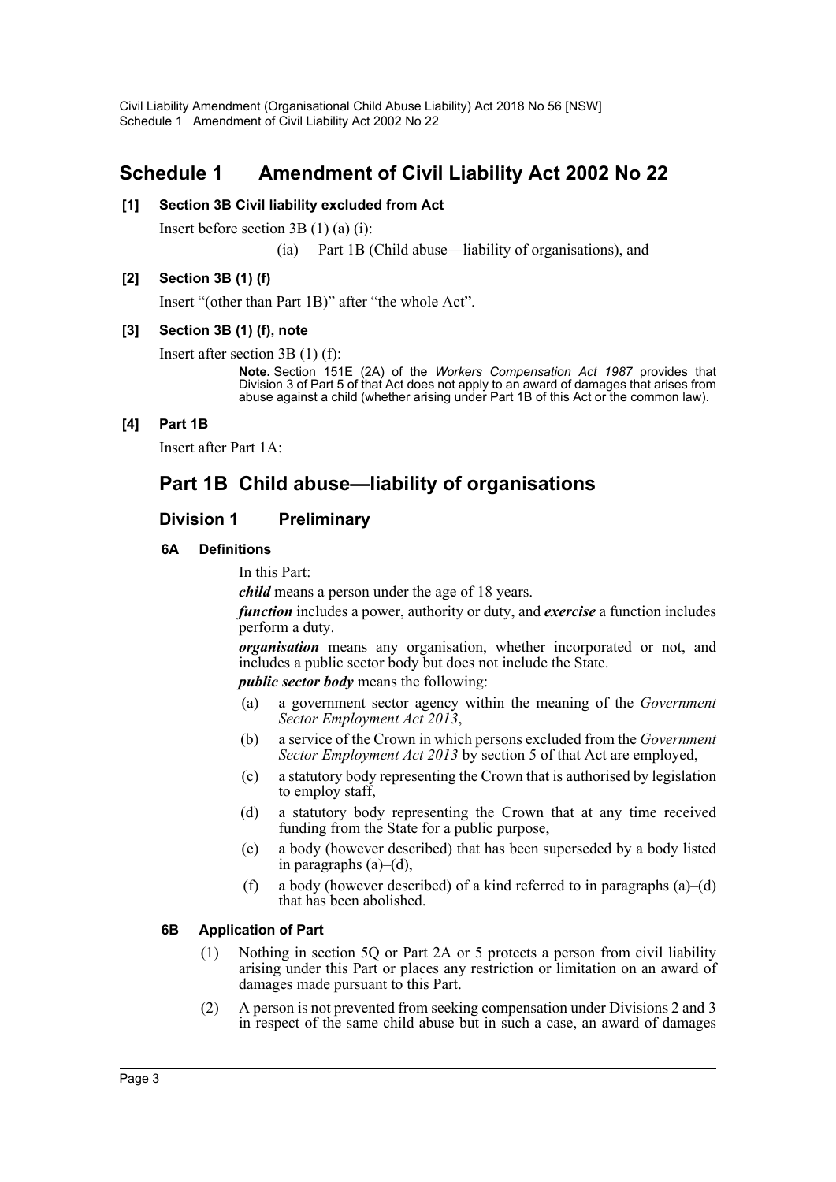## Schedule 1 Amendment of Civil Liability Act 2002 No 22

**[1] Section 3B Civil liability excluded from Act**

Insert before section 3B (1) (a) (i):

(ia) Part 1B (Child abuse—liability of organisations), and

**[2] Section 3B (1) (f)**

Insert "(other than Part 1B)" after "the whole Act".

**[3] Section 3B (1) (f), note**

Insert after section 3B (1) (f):

**Note.** Section 151E (2A) of the *Workers Compensation Act 1987* provides that Division 3 of Part 5 of that Act does not apply to an award of damages that arises from abuse against a child (whether arising under Part 1B of this Act or the common law).

**[4] Part 1B**

Insert after Part 1A:

## Part 1B Child abuse—liability of organisations

### Division 1 Preliminary

**6A Definitions**

In this Part:

***child*** means a person under the age of 18 years.

***function*** includes a power, authority or duty, and ***exercise*** a function includes perform a duty.

***organisation*** means any organisation, whether incorporated or not, and includes a public sector body but does not include the State.

***public sector body*** means the following:

(a) a government sector agency within the meaning of the *Government Sector Employment Act 2013*,

(b) a service of the Crown in which persons excluded from the *Government Sector Employment Act 2013* by section 5 of that Act are employed,

(c) a statutory body representing the Crown that is authorised by legislation to employ staff,

(d) a statutory body representing the Crown that at any time received funding from the State for a public purpose,

(e) a body (however described) that has been superseded by a body listed in paragraphs (a)–(d),

(f) a body (however described) of a kind referred to in paragraphs (a)–(d) that has been abolished.

**6B Application of Part**

(1) Nothing in section 5Q or Part 2A or 5 protects a person from civil liability arising under this Part or places any restriction or limitation on an award of damages made pursuant to this Part.

(2) A person is not prevented from seeking compensation under Divisions 2 and 3 in respect of the same child abuse but in such a case, an award of damages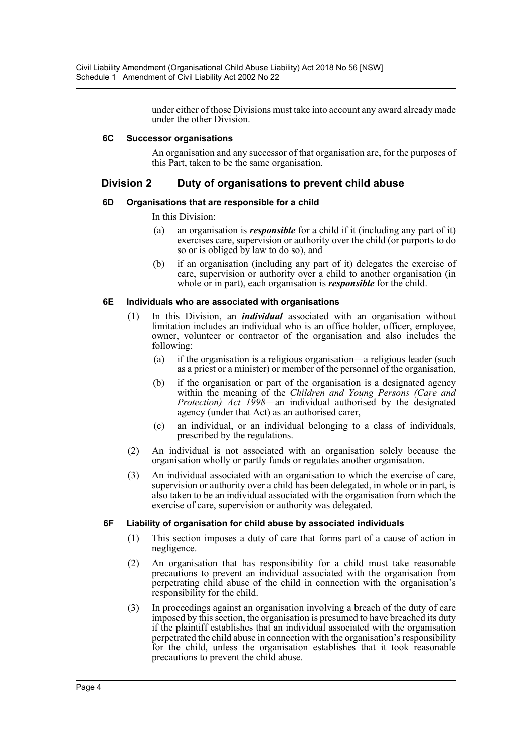under either of those Divisions must take into account any award already made under the other Division.

#### 6C Successor organisations

An organisation and any successor of that organisation are, for the purposes of this Part, taken to be the same organisation.

### Division 2 Duty of organisations to prevent child abuse

#### 6D Organisations that are responsible for a child

In this Division:

(a) an organisation is ***responsible*** for a child if it (including any part of it) exercises care, supervision or authority over the child (or purports to do so or is obliged by law to do so), and

(b) if an organisation (including any part of it) delegates the exercise of care, supervision or authority over a child to another organisation (in whole or in part), each organisation is ***responsible*** for the child.

#### 6E Individuals who are associated with organisations

(1) In this Division, an ***individual*** associated with an organisation without limitation includes an individual who is an office holder, officer, employee, owner, volunteer or contractor of the organisation and also includes the following:

(a) if the organisation is a religious organisation—a religious leader (such as a priest or a minister) or member of the personnel of the organisation,

(b) if the organisation or part of the organisation is a designated agency within the meaning of the *Children and Young Persons (Care and Protection) Act 1998*—an individual authorised by the designated agency (under that Act) as an authorised carer,

(c) an individual, or an individual belonging to a class of individuals, prescribed by the regulations.

(2) An individual is not associated with an organisation solely because the organisation wholly or partly funds or regulates another organisation.

(3) An individual associated with an organisation to which the exercise of care, supervision or authority over a child has been delegated, in whole or in part, is also taken to be an individual associated with the organisation from which the exercise of care, supervision or authority was delegated.

#### 6F Liability of organisation for child abuse by associated individuals

(1) This section imposes a duty of care that forms part of a cause of action in negligence.

(2) An organisation that has responsibility for a child must take reasonable precautions to prevent an individual associated with the organisation from perpetrating child abuse of the child in connection with the organisation's responsibility for the child.

(3) In proceedings against an organisation involving a breach of the duty of care imposed by this section, the organisation is presumed to have breached its duty if the plaintiff establishes that an individual associated with the organisation perpetrated the child abuse in connection with the organisation's responsibility for the child, unless the organisation establishes that it took reasonable precautions to prevent the child abuse.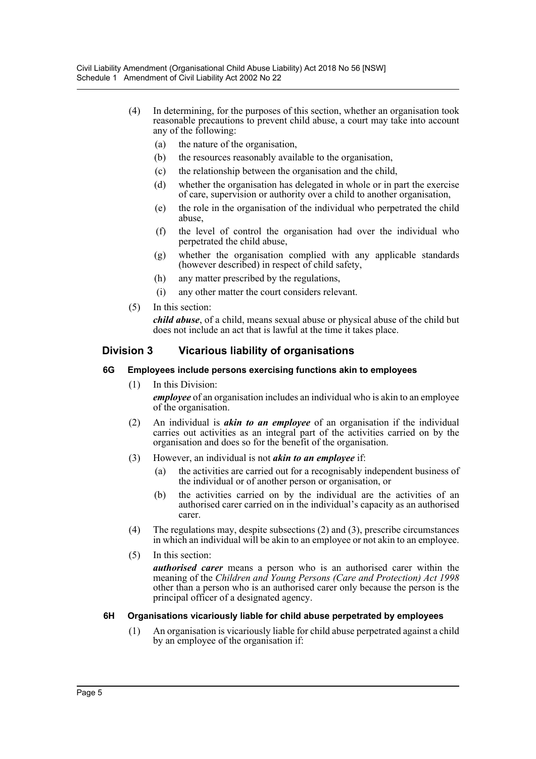(4) In determining, for the purposes of this section, whether an organisation took reasonable precautions to prevent child abuse, a court may take into account any of the following:

   (a) the nature of the organisation,

   (b) the resources reasonably available to the organisation,

   (c) the relationship between the organisation and the child,

   (d) whether the organisation has delegated in whole or in part the exercise of care, supervision or authority over a child to another organisation,

   (e) the role in the organisation of the individual who perpetrated the child abuse,

   (f) the level of control the organisation had over the individual who perpetrated the child abuse,

   (g) whether the organisation complied with any applicable standards (however described) in respect of child safety,

   (h) any matter prescribed by the regulations,

   (i) any other matter the court considers relevant.

(5) In this section:

***child abuse***, of a child, means sexual abuse or physical abuse of the child but does not include an act that is lawful at the time it takes place.

## Division 3 Vicarious liability of organisations

### 6G Employees include persons exercising functions akin to employees

(1) In this Division:

***employee*** of an organisation includes an individual who is akin to an employee of the organisation.

(2) An individual is ***akin to an employee*** of an organisation if the individual carries out activities as an integral part of the activities carried on by the organisation and does so for the benefit of the organisation.

(3) However, an individual is not ***akin to an employee*** if:

   (a) the activities are carried out for a recognisably independent business of the individual or of another person or organisation, or

   (b) the activities carried on by the individual are the activities of an authorised carer carried on in the individual's capacity as an authorised carer.

(4) The regulations may, despite subsections (2) and (3), prescribe circumstances in which an individual will be akin to an employee or not akin to an employee.

(5) In this section:

***authorised carer*** means a person who is an authorised carer within the meaning of the *Children and Young Persons (Care and Protection) Act 1998* other than a person who is an authorised carer only because the person is the principal officer of a designated agency.

### 6H Organisations vicariously liable for child abuse perpetrated by employees

(1) An organisation is vicariously liable for child abuse perpetrated against a child by an employee of the organisation if: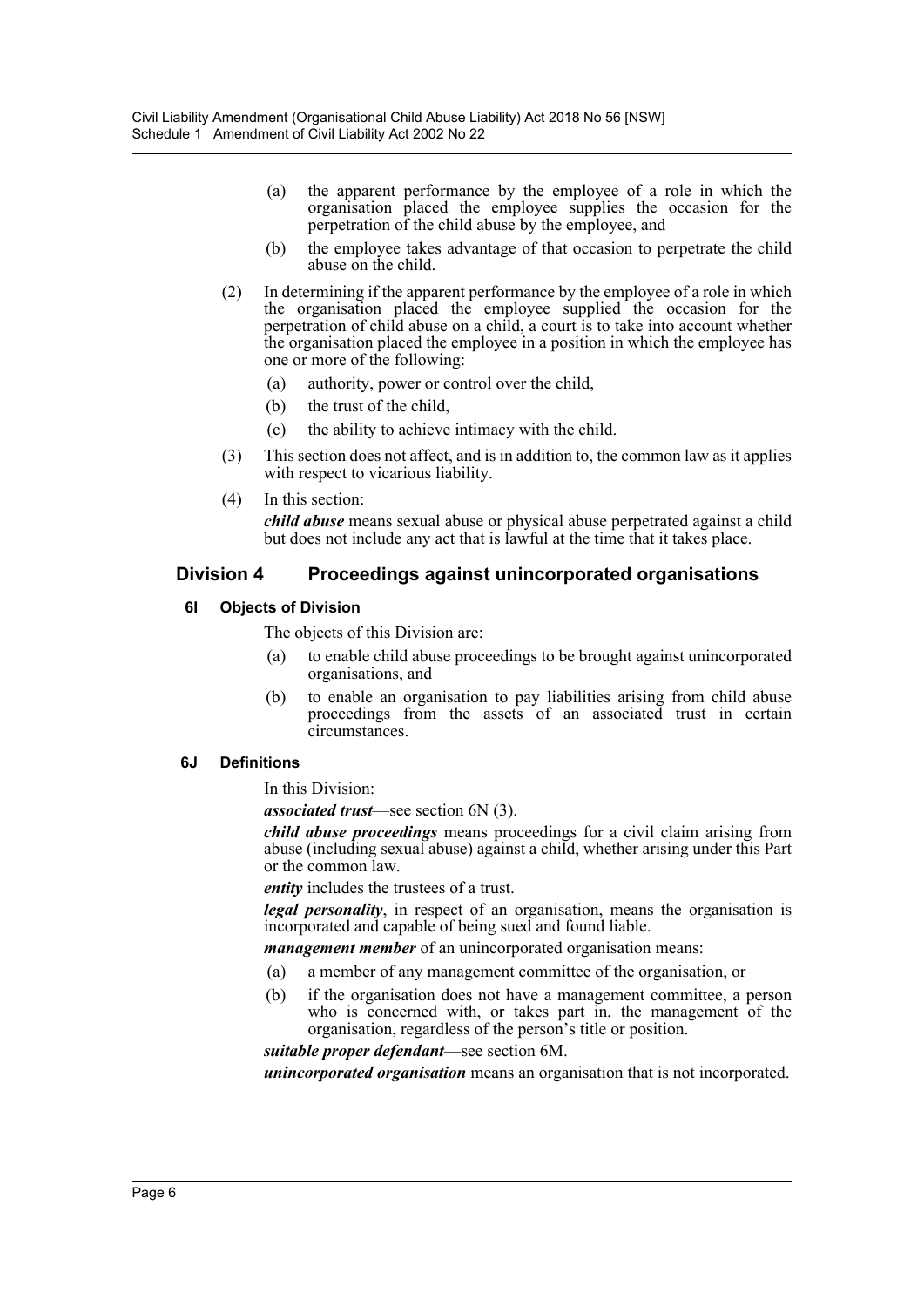(a) the apparent performance by the employee of a role in which the organisation placed the employee supplies the occasion for the perpetration of the child abuse by the employee, and

(b) the employee takes advantage of that occasion to perpetrate the child abuse on the child.

(2) In determining if the apparent performance by the employee of a role in which the organisation placed the employee supplied the occasion for the perpetration of child abuse on a child, a court is to take into account whether the organisation placed the employee in a position in which the employee has one or more of the following:

(a) authority, power or control over the child,

(b) the trust of the child,

(c) the ability to achieve intimacy with the child.

(3) This section does not affect, and is in addition to, the common law as it applies with respect to vicarious liability.

(4) In this section:

***child abuse*** means sexual abuse or physical abuse perpetrated against a child but does not include any act that is lawful at the time that it takes place.

## Division 4 Proceedings against unincorporated organisations

### 6I Objects of Division

The objects of this Division are:

(a) to enable child abuse proceedings to be brought against unincorporated organisations, and

(b) to enable an organisation to pay liabilities arising from child abuse proceedings from the assets of an associated trust in certain circumstances.

### 6J Definitions

In this Division:

***associated trust***—see section 6N (3).

***child abuse proceedings*** means proceedings for a civil claim arising from abuse (including sexual abuse) against a child, whether arising under this Part or the common law.

***entity*** includes the trustees of a trust.

***legal personality***, in respect of an organisation, means the organisation is incorporated and capable of being sued and found liable.

***management member*** of an unincorporated organisation means:

(a) a member of any management committee of the organisation, or

(b) if the organisation does not have a management committee, a person who is concerned with, or takes part in, the management of the organisation, regardless of the person's title or position.

***suitable proper defendant***—see section 6M.

***unincorporated organisation*** means an organisation that is not incorporated.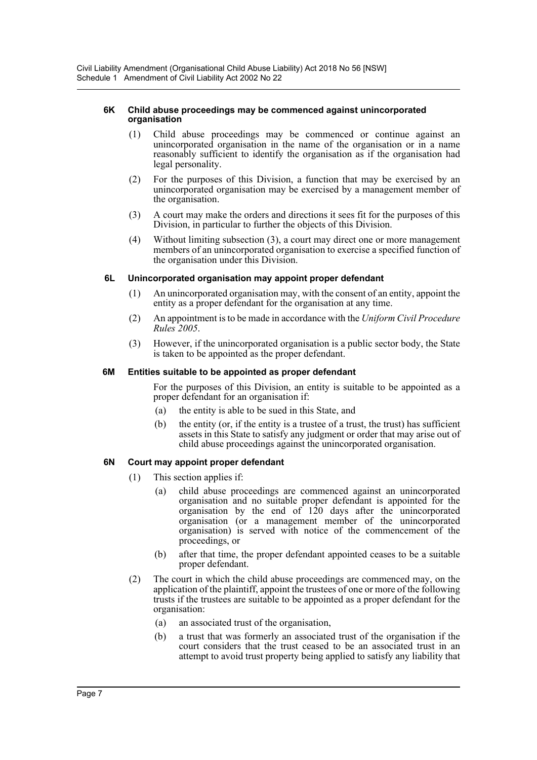#### 6K Child abuse proceedings may be commenced against unincorporated organisation

(1) Child abuse proceedings may be commenced or continue against an unincorporated organisation in the name of the organisation or in a name reasonably sufficient to identify the organisation as if the organisation had legal personality.

(2) For the purposes of this Division, a function that may be exercised by an unincorporated organisation may be exercised by a management member of the organisation.

(3) A court may make the orders and directions it sees fit for the purposes of this Division, in particular to further the objects of this Division.

(4) Without limiting subsection (3), a court may direct one or more management members of an unincorporated organisation to exercise a specified function of the organisation under this Division.

#### 6L Unincorporated organisation may appoint proper defendant

(1) An unincorporated organisation may, with the consent of an entity, appoint the entity as a proper defendant for the organisation at any time.

(2) An appointment is to be made in accordance with the *Uniform Civil Procedure Rules 2005*.

(3) However, if the unincorporated organisation is a public sector body, the State is taken to be appointed as the proper defendant.

#### 6M Entities suitable to be appointed as proper defendant

For the purposes of this Division, an entity is suitable to be appointed as a proper defendant for an organisation if:

(a) the entity is able to be sued in this State, and

(b) the entity (or, if the entity is a trustee of a trust, the trust) has sufficient assets in this State to satisfy any judgment or order that may arise out of child abuse proceedings against the unincorporated organisation.

#### 6N Court may appoint proper defendant

(1) This section applies if:

(a) child abuse proceedings are commenced against an unincorporated organisation and no suitable proper defendant is appointed for the organisation by the end of 120 days after the unincorporated organisation (or a management member of the unincorporated organisation) is served with notice of the commencement of the proceedings, or

(b) after that time, the proper defendant appointed ceases to be a suitable proper defendant.

(2) The court in which the child abuse proceedings are commenced may, on the application of the plaintiff, appoint the trustees of one or more of the following trusts if the trustees are suitable to be appointed as a proper defendant for the organisation:

(a) an associated trust of the organisation,

(b) a trust that was formerly an associated trust of the organisation if the court considers that the trust ceased to be an associated trust in an attempt to avoid trust property being applied to satisfy any liability that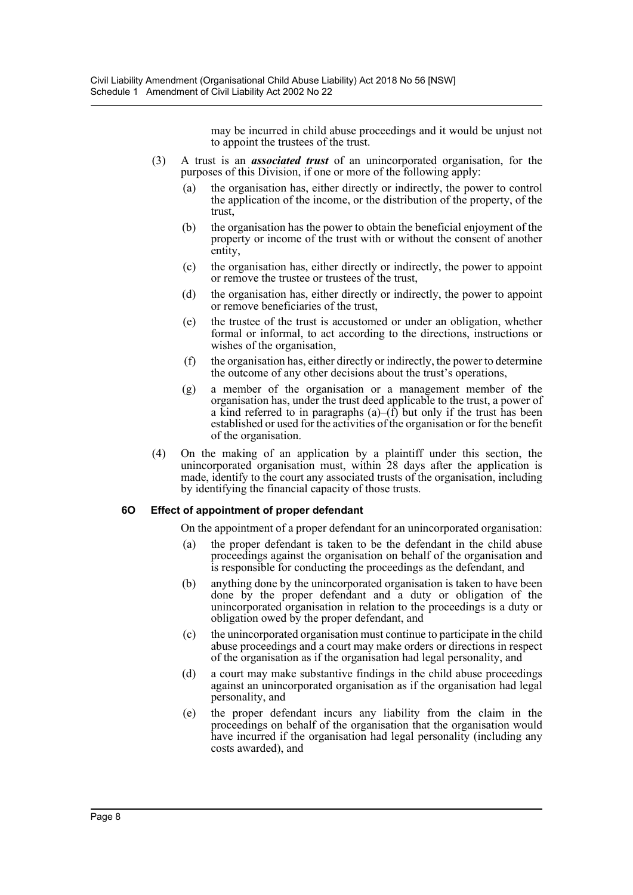may be incurred in child abuse proceedings and it would be unjust not to appoint the trustees of the trust.

(3) A trust is an ***associated trust*** of an unincorporated organisation, for the purposes of this Division, if one or more of the following apply:

(a) the organisation has, either directly or indirectly, the power to control the application of the income, or the distribution of the property, of the trust,

(b) the organisation has the power to obtain the beneficial enjoyment of the property or income of the trust with or without the consent of another entity,

(c) the organisation has, either directly or indirectly, the power to appoint or remove the trustee or trustees of the trust,

(d) the organisation has, either directly or indirectly, the power to appoint or remove beneficiaries of the trust,

(e) the trustee of the trust is accustomed or under an obligation, whether formal or informal, to act according to the directions, instructions or wishes of the organisation,

(f) the organisation has, either directly or indirectly, the power to determine the outcome of any other decisions about the trust's operations,

(g) a member of the organisation or a management member of the organisation has, under the trust deed applicable to the trust, a power of a kind referred to in paragraphs (a)–(f) but only if the trust has been established or used for the activities of the organisation or for the benefit of the organisation.

(4) On the making of an application by a plaintiff under this section, the unincorporated organisation must, within 28 days after the application is made, identify to the court any associated trusts of the organisation, including by identifying the financial capacity of those trusts.

**6O Effect of appointment of proper defendant**

On the appointment of a proper defendant for an unincorporated organisation:

(a) the proper defendant is taken to be the defendant in the child abuse proceedings against the organisation on behalf of the organisation and is responsible for conducting the proceedings as the defendant, and

(b) anything done by the unincorporated organisation is taken to have been done by the proper defendant and a duty or obligation of the unincorporated organisation in relation to the proceedings is a duty or obligation owed by the proper defendant, and

(c) the unincorporated organisation must continue to participate in the child abuse proceedings and a court may make orders or directions in respect of the organisation as if the organisation had legal personality, and

(d) a court may make substantive findings in the child abuse proceedings against an unincorporated organisation as if the organisation had legal personality, and

(e) the proper defendant incurs any liability from the claim in the proceedings on behalf of the organisation that the organisation would have incurred if the organisation had legal personality (including any costs awarded), and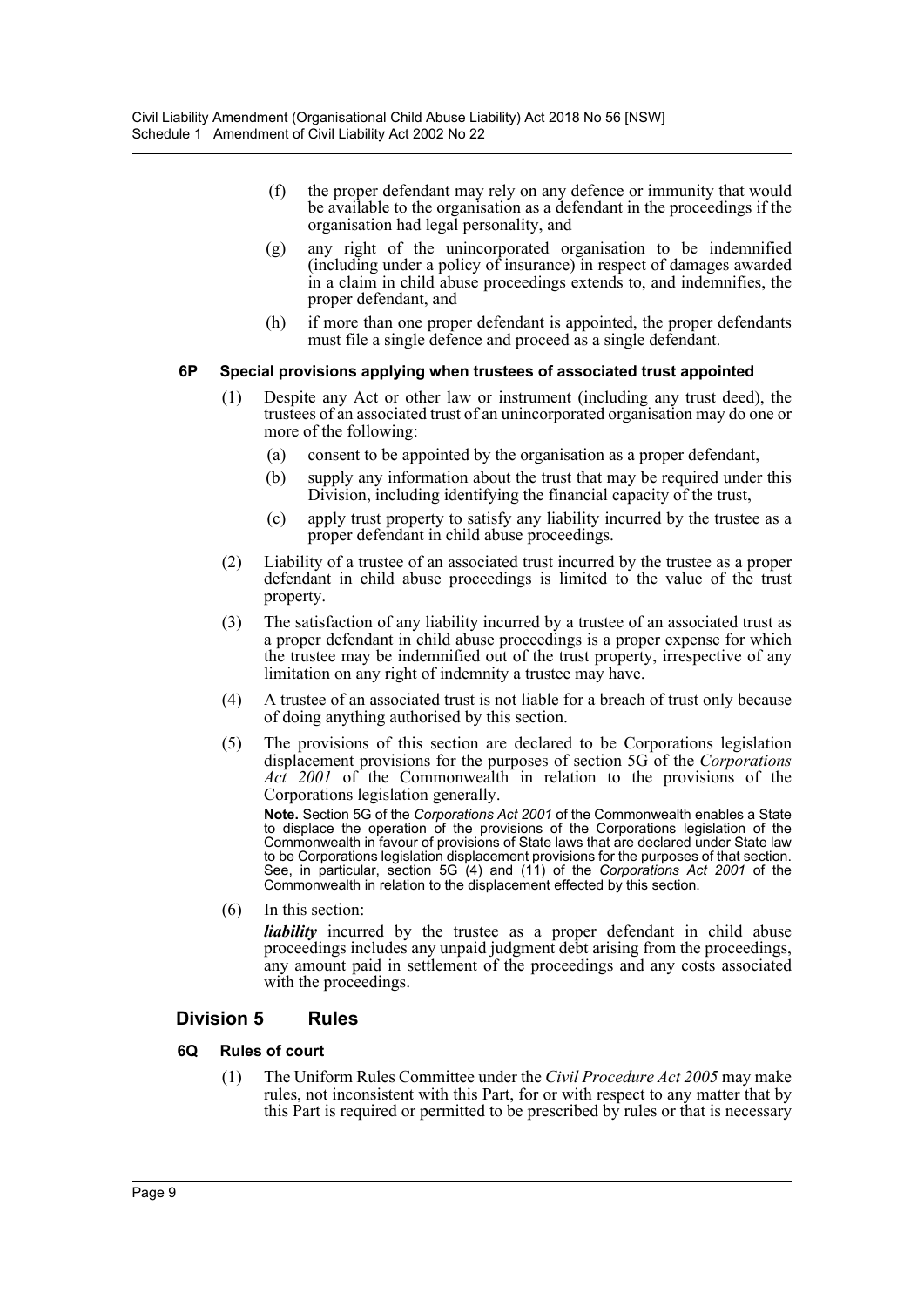(f) the proper defendant may rely on any defence or immunity that would be available to the organisation as a defendant in the proceedings if the organisation had legal personality, and

(g) any right of the unincorporated organisation to be indemnified (including under a policy of insurance) in respect of damages awarded in a claim in child abuse proceedings extends to, and indemnifies, the proper defendant, and

(h) if more than one proper defendant is appointed, the proper defendants must file a single defence and proceed as a single defendant.

#### 6P Special provisions applying when trustees of associated trust appointed

(1) Despite any Act or other law or instrument (including any trust deed), the trustees of an associated trust of an unincorporated organisation may do one or more of the following:

(a) consent to be appointed by the organisation as a proper defendant,

(b) supply any information about the trust that may be required under this Division, including identifying the financial capacity of the trust,

(c) apply trust property to satisfy any liability incurred by the trustee as a proper defendant in child abuse proceedings.

(2) Liability of a trustee of an associated trust incurred by the trustee as a proper defendant in child abuse proceedings is limited to the value of the trust property.

(3) The satisfaction of any liability incurred by a trustee of an associated trust as a proper defendant in child abuse proceedings is a proper expense for which the trustee may be indemnified out of the trust property, irrespective of any limitation on any right of indemnity a trustee may have.

(4) A trustee of an associated trust is not liable for a breach of trust only because of doing anything authorised by this section.

(5) The provisions of this section are declared to be Corporations legislation displacement provisions for the purposes of section 5G of the *Corporations Act 2001* of the Commonwealth in relation to the provisions of the Corporations legislation generally.

**Note.** Section 5G of the *Corporations Act 2001* of the Commonwealth enables a State to displace the operation of the provisions of the Corporations legislation of the Commonwealth in favour of provisions of State laws that are declared under State law to be Corporations legislation displacement provisions for the purposes of that section. See, in particular, section 5G (4) and (11) of the *Corporations Act 2001* of the Commonwealth in relation to the displacement effected by this section.

(6) In this section:

***liability*** incurred by the trustee as a proper defendant in child abuse proceedings includes any unpaid judgment debt arising from the proceedings, any amount paid in settlement of the proceedings and any costs associated with the proceedings.

### Division 5 Rules

#### 6Q Rules of court

(1) The Uniform Rules Committee under the *Civil Procedure Act 2005* may make rules, not inconsistent with this Part, for or with respect to any matter that by this Part is required or permitted to be prescribed by rules or that is necessary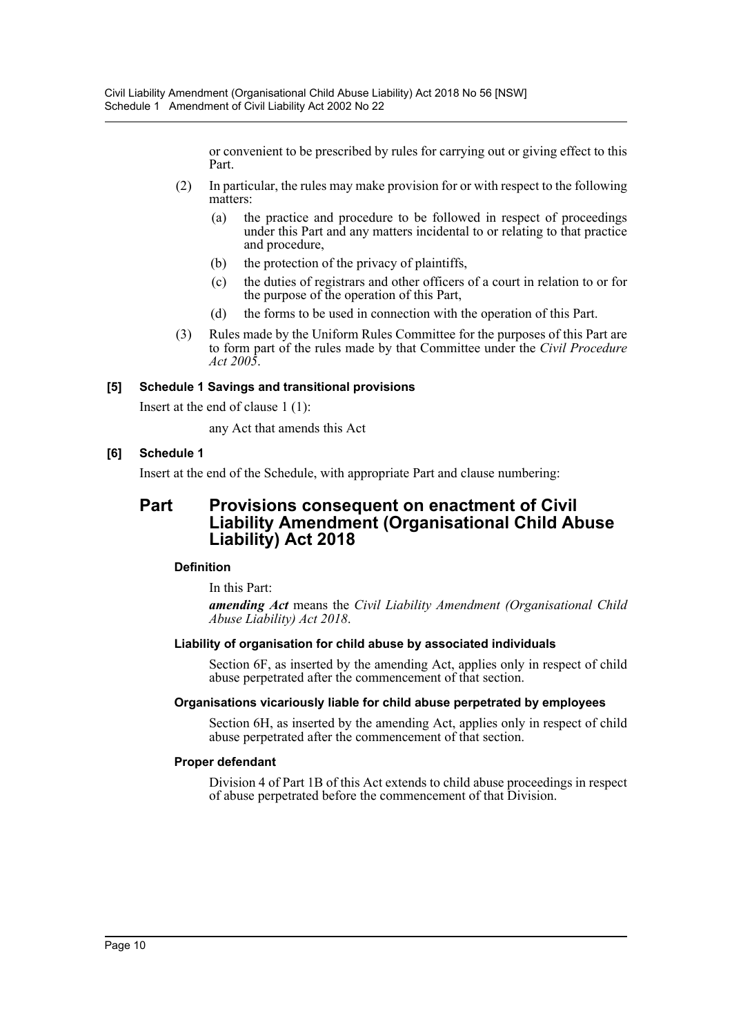or convenient to be prescribed by rules for carrying out or giving effect to this Part.

(2) In particular, the rules may make provision for or with respect to the following matters:

(a) the practice and procedure to be followed in respect of proceedings under this Part and any matters incidental to or relating to that practice and procedure,

(b) the protection of the privacy of plaintiffs,

(c) the duties of registrars and other officers of a court in relation to or for the purpose of the operation of this Part,

(d) the forms to be used in connection with the operation of this Part.

(3) Rules made by the Uniform Rules Committee for the purposes of this Part are to form part of the rules made by that Committee under the *Civil Procedure Act 2005*.

**[5] Schedule 1 Savings and transitional provisions**

Insert at the end of clause 1 (1):

any Act that amends this Act

**[6] Schedule 1**

Insert at the end of the Schedule, with appropriate Part and clause numbering:

## Part Provisions consequent on enactment of Civil Liability Amendment (Organisational Child Abuse Liability) Act 2018

**Definition**

In this Part:

***amending Act*** means the *Civil Liability Amendment (Organisational Child Abuse Liability) Act 2018*.

**Liability of organisation for child abuse by associated individuals**

Section 6F, as inserted by the amending Act, applies only in respect of child abuse perpetrated after the commencement of that section.

**Organisations vicariously liable for child abuse perpetrated by employees**

Section 6H, as inserted by the amending Act, applies only in respect of child abuse perpetrated after the commencement of that section.

**Proper defendant**

Division 4 of Part 1B of this Act extends to child abuse proceedings in respect of abuse perpetrated before the commencement of that Division.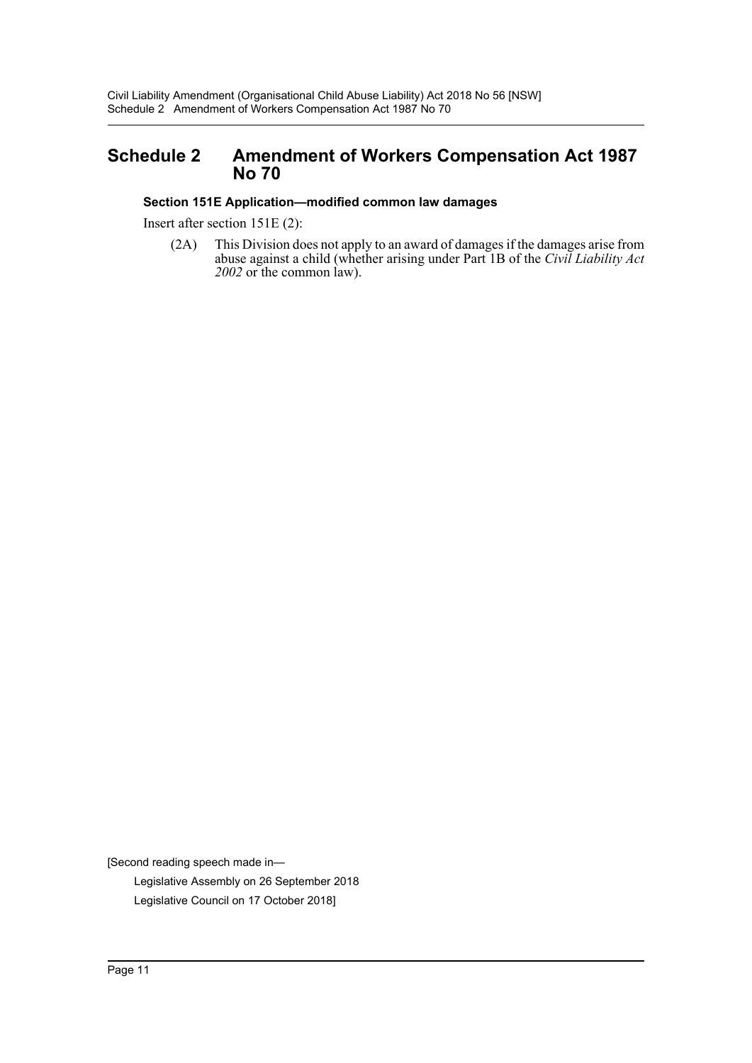# Schedule 2 Amendment of Workers Compensation Act 1987 No 70

### Section 151E Application—modified common law damages

Insert after section 151E (2):

(2A) This Division does not apply to an award of damages if the damages arise from abuse against a child (whether arising under Part 1B of the *Civil Liability Act 2002* or the common law).

[Second reading speech made in—

Legislative Assembly on 26 September 2018

Legislative Council on 17 October 2018]